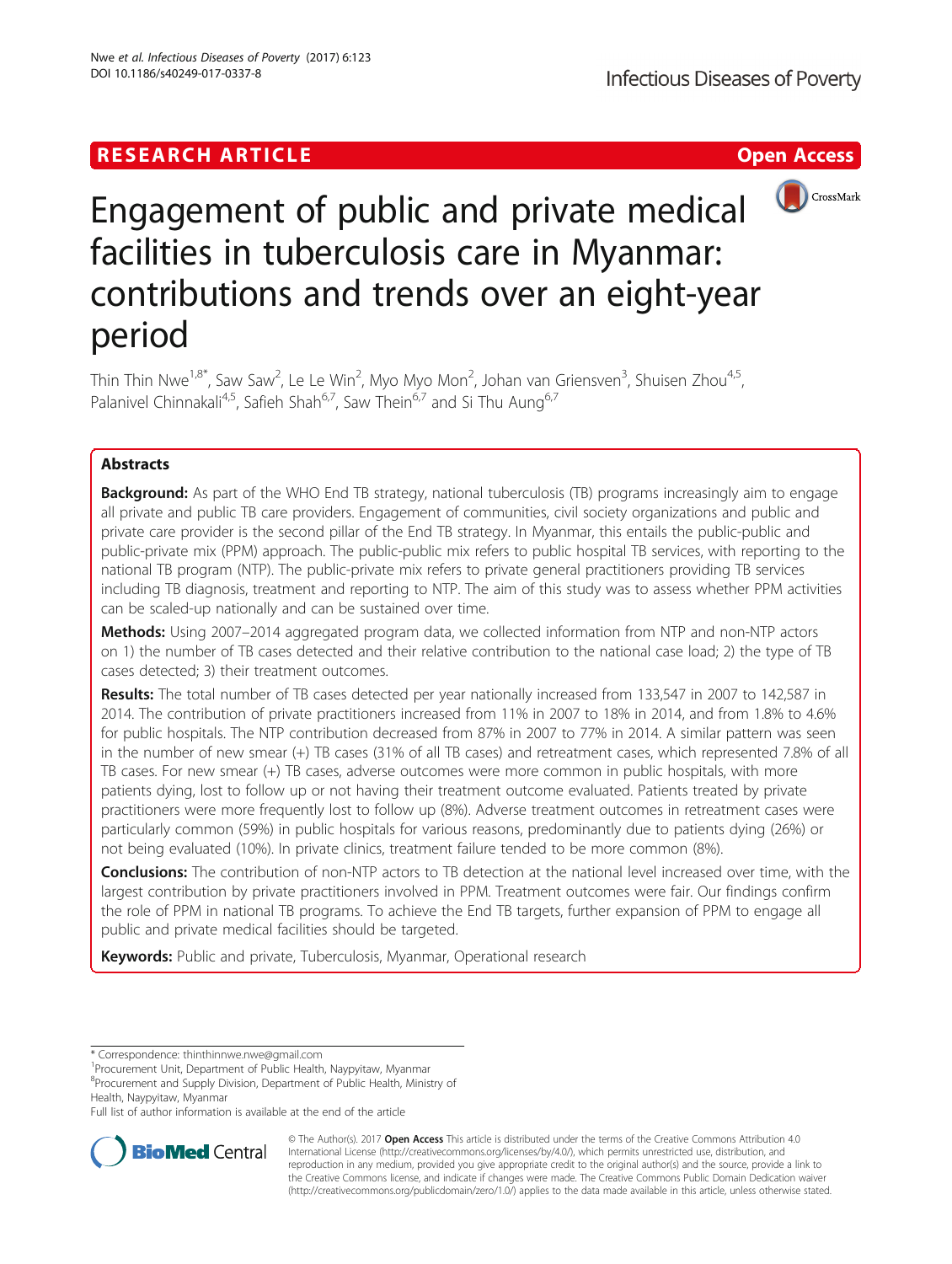RESEARCH ARTICLE

Open Access

# Engagement of public and private medical facilities in tuberculosis care in Myanmar: contributions and trends over an eight-year period

Thin Thin Nwe[1,8*], Saw Saw[2], Le Le Win[2], Myo Myo Mon[2], Johan van Griensven[3], Shuisen Zhou[4,5], Palanivel Chinnakali[4,5], Safieh Shah[6,7], Saw Thein[6,7] and Si Thu Aung[6,7]

## Abstracts

**Background:** As part of the WHO End TB strategy, national tuberculosis (TB) programs increasingly aim to engage all private and public TB care providers. Engagement of communities, civil society organizations and public and private care provider is the second pillar of the End TB strategy. In Myanmar, this entails the public-public and public-private mix (PPM) approach. The public-public mix refers to public hospital TB services, with reporting to the national TB program (NTP). The public-private mix refers to private general practitioners providing TB services including TB diagnosis, treatment and reporting to NTP. The aim of this study was to assess whether PPM activities can be scaled-up nationally and can be sustained over time.

**Methods:** Using 2007–2014 aggregated program data, we collected information from NTP and non-NTP actors on 1) the number of TB cases detected and their relative contribution to the national case load; 2) the type of TB cases detected; 3) their treatment outcomes.

**Results:** The total number of TB cases detected per year nationally increased from 133,547 in 2007 to 142,587 in 2014. The contribution of private practitioners increased from 11% in 2007 to 18% in 2014, and from 1.8% to 4.6% for public hospitals. The NTP contribution decreased from 87% in 2007 to 77% in 2014. A similar pattern was seen in the number of new smear (+) TB cases (31% of all TB cases) and retreatment cases, which represented 7.8% of all TB cases. For new smear (+) TB cases, adverse outcomes were more common in public hospitals, with more patients dying, lost to follow up or not having their treatment outcome evaluated. Patients treated by private practitioners were more frequently lost to follow up (8%). Adverse treatment outcomes in retreatment cases were particularly common (59%) in public hospitals for various reasons, predominantly due to patients dying (26%) or not being evaluated (10%). In private clinics, treatment failure tended to be more common (8%).

**Conclusions:** The contribution of non-NTP actors to TB detection at the national level increased over time, with the largest contribution by private practitioners involved in PPM. Treatment outcomes were fair. Our findings confirm the role of PPM in national TB programs. To achieve the End TB targets, further expansion of PPM to engage all public and private medical facilities should be targeted.

**Keywords:** Public and private, Tuberculosis, Myanmar, Operational research

---

\* Correspondence: thinthinnwe.nwe@gmail.com
[1]Procurement Unit, Department of Public Health, Naypyitaw, Myanmar
[8]Procurement and Supply Division, Department of Public Health, Ministry of Health, Naypyitaw, Myanmar
Full list of author information is available at the end of the article

© The Author(s). 2017 **Open Access** This article is distributed under the terms of the Creative Commons Attribution 4.0 International License (http://creativecommons.org/licenses/by/4.0/), which permits unrestricted use, distribution, and reproduction in any medium, provided you give appropriate credit to the original author(s) and the source, provide a link to the Creative Commons license, and indicate if changes were made. The Creative Commons Public Domain Dedication waiver (http://creativecommons.org/publicdomain/zero/1.0/) applies to the data made available in this article, unless otherwise stated.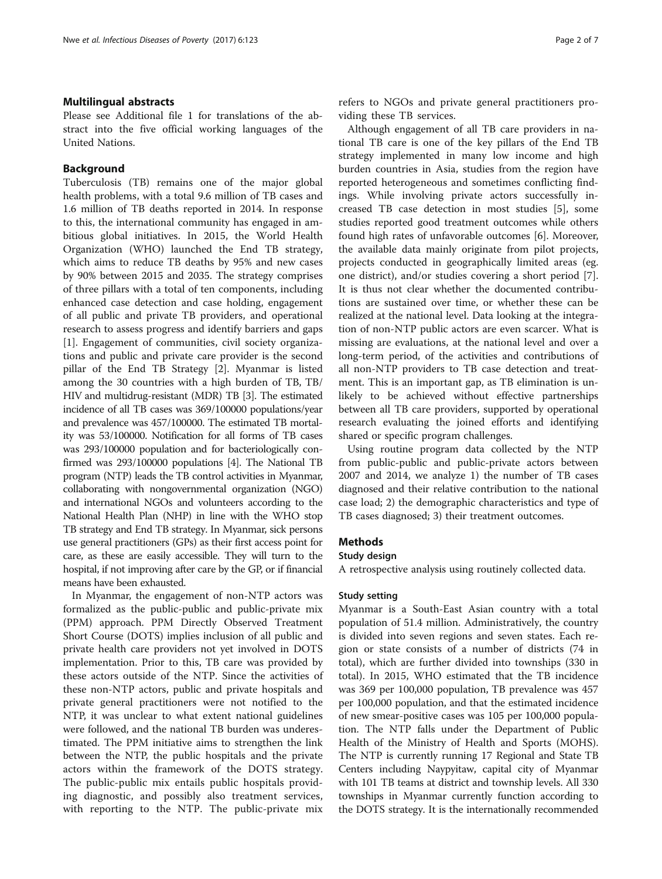## Multilingual abstracts

Please see Additional file 1 for translations of the abstract into the five official working languages of the United Nations.

## Background

Tuberculosis (TB) remains one of the major global health problems, with a total 9.6 million of TB cases and 1.6 million of TB deaths reported in 2014. In response to this, the international community has engaged in ambitious global initiatives. In 2015, the World Health Organization (WHO) launched the End TB strategy, which aims to reduce TB deaths by 95% and new cases by 90% between 2015 and 2035. The strategy comprises of three pillars with a total of ten components, including enhanced case detection and case holding, engagement of all public and private TB providers, and operational research to assess progress and identify barriers and gaps [1]. Engagement of communities, civil society organizations and public and private care provider is the second pillar of the End TB Strategy [2]. Myanmar is listed among the 30 countries with a high burden of TB, TB/HIV and multidrug-resistant (MDR) TB [3]. The estimated incidence of all TB cases was 369/100000 populations/year and prevalence was 457/100000. The estimated TB mortality was 53/100000. Notification for all forms of TB cases was 293/100000 population and for bacteriologically confirmed was 293/100000 populations [4]. The National TB program (NTP) leads the TB control activities in Myanmar, collaborating with nongovernmental organization (NGO) and international NGOs and volunteers according to the National Health Plan (NHP) in line with the WHO stop TB strategy and End TB strategy. In Myanmar, sick persons use general practitioners (GPs) as their first access point for care, as these are easily accessible. They will turn to the hospital, if not improving after care by the GP, or if financial means have been exhausted.

In Myanmar, the engagement of non-NTP actors was formalized as the public-public and public-private mix (PPM) approach. PPM Directly Observed Treatment Short Course (DOTS) implies inclusion of all public and private health care providers not yet involved in DOTS implementation. Prior to this, TB care was provided by these actors outside of the NTP. Since the activities of these non-NTP actors, public and private hospitals and private general practitioners were not notified to the NTP, it was unclear to what extent national guidelines were followed, and the national TB burden was underestimated. The PPM initiative aims to strengthen the link between the NTP, the public hospitals and the private actors within the framework of the DOTS strategy. The public-public mix entails public hospitals providing diagnostic, and possibly also treatment services, with reporting to the NTP. The public-private mix refers to NGOs and private general practitioners providing these TB services.

Although engagement of all TB care providers in national TB care is one of the key pillars of the End TB strategy implemented in many low income and high burden countries in Asia, studies from the region have reported heterogeneous and sometimes conflicting findings. While involving private actors successfully increased TB case detection in most studies [5], some studies reported good treatment outcomes while others found high rates of unfavorable outcomes [6]. Moreover, the available data mainly originate from pilot projects, projects conducted in geographically limited areas (eg. one district), and/or studies covering a short period [7]. It is thus not clear whether the documented contributions are sustained over time, or whether these can be realized at the national level. Data looking at the integration of non-NTP public actors are even scarcer. What is missing are evaluations, at the national level and over a long-term period, of the activities and contributions of all non-NTP providers to TB case detection and treatment. This is an important gap, as TB elimination is unlikely to be achieved without effective partnerships between all TB care providers, supported by operational research evaluating the joined efforts and identifying shared or specific program challenges.

Using routine program data collected by the NTP from public-public and public-private actors between 2007 and 2014, we analyze 1) the number of TB cases diagnosed and their relative contribution to the national case load; 2) the demographic characteristics and type of TB cases diagnosed; 3) their treatment outcomes.

## Methods

### Study design

A retrospective analysis using routinely collected data.

### Study setting

Myanmar is a South-East Asian country with a total population of 51.4 million. Administratively, the country is divided into seven regions and seven states. Each region or state consists of a number of districts (74 in total), which are further divided into townships (330 in total). In 2015, WHO estimated that the TB incidence was 369 per 100,000 population, TB prevalence was 457 per 100,000 population, and that the estimated incidence of new smear-positive cases was 105 per 100,000 population. The NTP falls under the Department of Public Health of the Ministry of Health and Sports (MOHS). The NTP is currently running 17 Regional and State TB Centers including Naypyitaw, capital city of Myanmar with 101 TB teams at district and township levels. All 330 townships in Myanmar currently function according to the DOTS strategy. It is the internationally recommended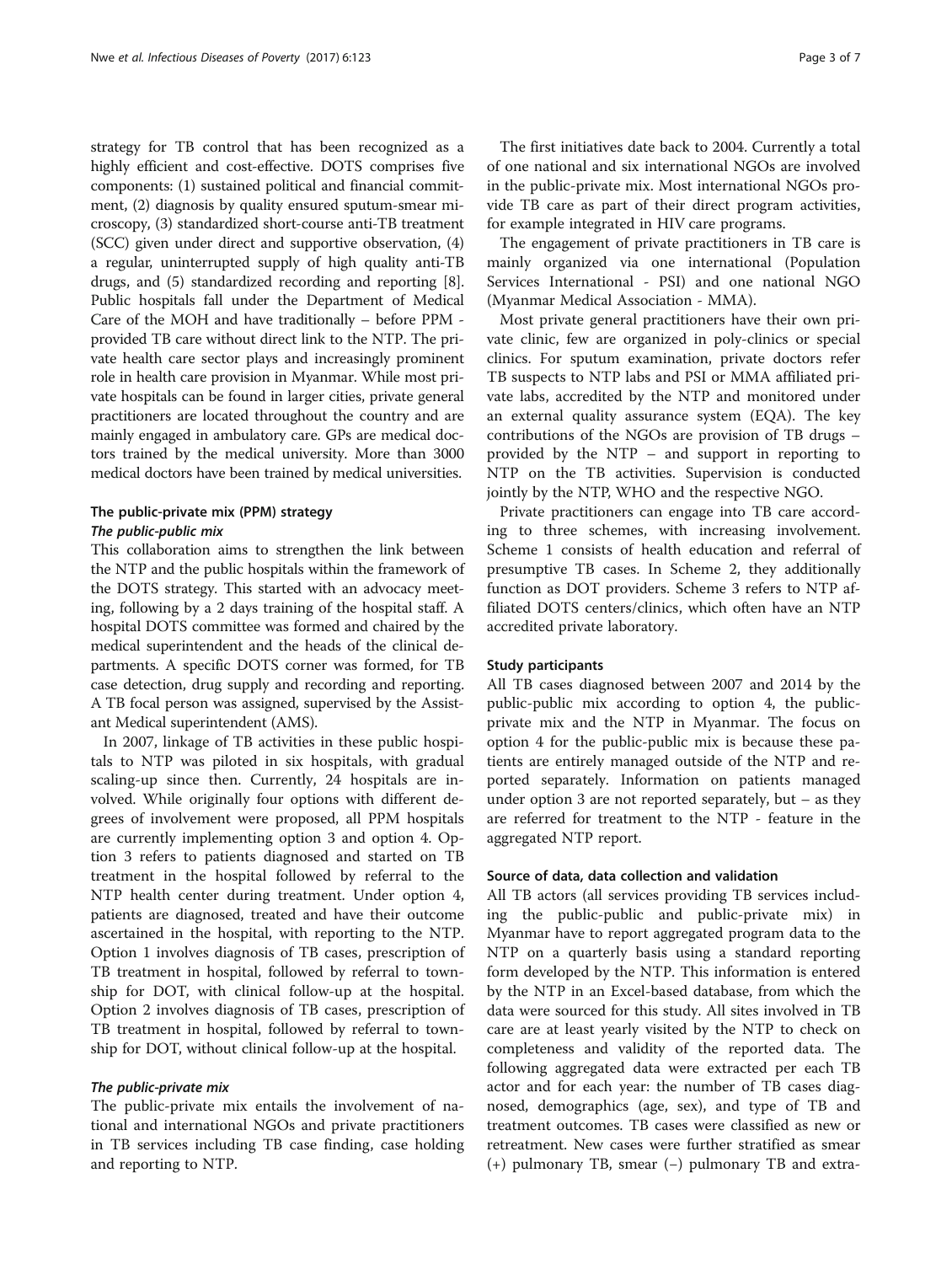strategy for TB control that has been recognized as a highly efficient and cost-effective. DOTS comprises five components: (1) sustained political and financial commitment, (2) diagnosis by quality ensured sputum-smear microscopy, (3) standardized short-course anti-TB treatment (SCC) given under direct and supportive observation, (4) a regular, uninterrupted supply of high quality anti-TB drugs, and (5) standardized recording and reporting [8]. Public hospitals fall under the Department of Medical Care of the MOH and have traditionally – before PPM - provided TB care without direct link to the NTP. The private health care sector plays and increasingly prominent role in health care provision in Myanmar. While most private hospitals can be found in larger cities, private general practitioners are located throughout the country and are mainly engaged in ambulatory care. GPs are medical doctors trained by the medical university. More than 3000 medical doctors have been trained by medical universities.

## The public-private mix (PPM) strategy

### *The public-public mix*

This collaboration aims to strengthen the link between the NTP and the public hospitals within the framework of the DOTS strategy. This started with an advocacy meeting, following by a 2 days training of the hospital staff. A hospital DOTS committee was formed and chaired by the medical superintendent and the heads of the clinical departments. A specific DOTS corner was formed, for TB case detection, drug supply and recording and reporting. A TB focal person was assigned, supervised by the Assistant Medical superintendent (AMS).

In 2007, linkage of TB activities in these public hospitals to NTP was piloted in six hospitals, with gradual scaling-up since then. Currently, 24 hospitals are involved. While originally four options with different degrees of involvement were proposed, all PPM hospitals are currently implementing option 3 and option 4. Option 3 refers to patients diagnosed and started on TB treatment in the hospital followed by referral to the NTP health center during treatment. Under option 4, patients are diagnosed, treated and have their outcome ascertained in the hospital, with reporting to the NTP. Option 1 involves diagnosis of TB cases, prescription of TB treatment in hospital, followed by referral to township for DOT, with clinical follow-up at the hospital. Option 2 involves diagnosis of TB cases, prescription of TB treatment in hospital, followed by referral to township for DOT, without clinical follow-up at the hospital.

### *The public-private mix*

The public-private mix entails the involvement of national and international NGOs and private practitioners in TB services including TB case finding, case holding and reporting to NTP.

The first initiatives date back to 2004. Currently a total of one national and six international NGOs are involved in the public-private mix. Most international NGOs provide TB care as part of their direct program activities, for example integrated in HIV care programs.

The engagement of private practitioners in TB care is mainly organized via one international (Population Services International - PSI) and one national NGO (Myanmar Medical Association - MMA).

Most private general practitioners have their own private clinic, few are organized in poly-clinics or special clinics. For sputum examination, private doctors refer TB suspects to NTP labs and PSI or MMA affiliated private labs, accredited by the NTP and monitored under an external quality assurance system (EQA). The key contributions of the NGOs are provision of TB drugs – provided by the NTP – and support in reporting to NTP on the TB activities. Supervision is conducted jointly by the NTP, WHO and the respective NGO.

Private practitioners can engage into TB care according to three schemes, with increasing involvement. Scheme 1 consists of health education and referral of presumptive TB cases. In Scheme 2, they additionally function as DOT providers. Scheme 3 refers to NTP affiliated DOTS centers/clinics, which often have an NTP accredited private laboratory.

## Study participants

All TB cases diagnosed between 2007 and 2014 by the public-public mix according to option 4, the public-private mix and the NTP in Myanmar. The focus on option 4 for the public-public mix is because these patients are entirely managed outside of the NTP and reported separately. Information on patients managed under option 3 are not reported separately, but – as they are referred for treatment to the NTP - feature in the aggregated NTP report.

## Source of data, data collection and validation

All TB actors (all services providing TB services including the public-public and public-private mix) in Myanmar have to report aggregated program data to the NTP on a quarterly basis using a standard reporting form developed by the NTP. This information is entered by the NTP in an Excel-based database, from which the data were sourced for this study. All sites involved in TB care are at least yearly visited by the NTP to check on completeness and validity of the reported data. The following aggregated data were extracted per each TB actor and for each year: the number of TB cases diagnosed, demographics (age, sex), and type of TB and treatment outcomes. TB cases were classified as new or retreatment. New cases were further stratified as smear (+) pulmonary TB, smear (−) pulmonary TB and extra-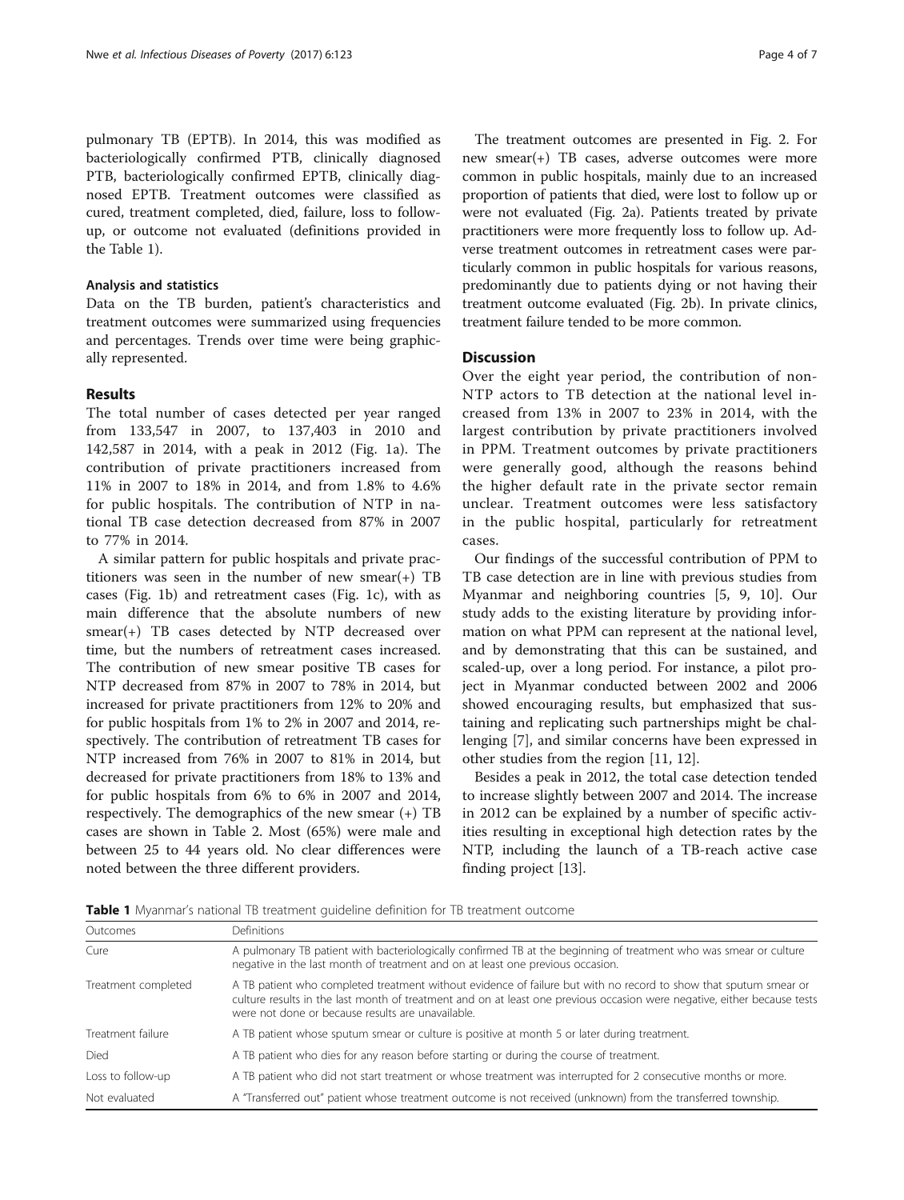pulmonary TB (EPTB). In 2014, this was modified as bacteriologically confirmed PTB, clinically diagnosed PTB, bacteriologically confirmed EPTB, clinically diagnosed EPTB. Treatment outcomes were classified as cured, treatment completed, died, failure, loss to follow-up, or outcome not evaluated (definitions provided in the Table 1).

### Analysis and statistics

Data on the TB burden, patient's characteristics and treatment outcomes were summarized using frequencies and percentages. Trends over time were being graphically represented.

## Results

The total number of cases detected per year ranged from 133,547 in 2007, to 137,403 in 2010 and 142,587 in 2014, with a peak in 2012 (Fig. 1a). The contribution of private practitioners increased from 11% in 2007 to 18% in 2014, and from 1.8% to 4.6% for public hospitals. The contribution of NTP in national TB case detection decreased from 87% in 2007 to 77% in 2014.

A similar pattern for public hospitals and private practitioners was seen in the number of new smear(+) TB cases (Fig. 1b) and retreatment cases (Fig. 1c), with as main difference that the absolute numbers of new smear(+) TB cases detected by NTP decreased over time, but the numbers of retreatment cases increased. The contribution of new smear positive TB cases for NTP decreased from 87% in 2007 to 78% in 2014, but increased for private practitioners from 12% to 20% and for public hospitals from 1% to 2% in 2007 and 2014, respectively. The contribution of retreatment TB cases for NTP increased from 76% in 2007 to 81% in 2014, but decreased for private practitioners from 18% to 13% and for public hospitals from 6% to 6% in 2007 and 2014, respectively. The demographics of the new smear (+) TB cases are shown in Table 2. Most (65%) were male and between 25 to 44 years old. No clear differences were noted between the three different providers.

The treatment outcomes are presented in Fig. 2. For new smear(+) TB cases, adverse outcomes were more common in public hospitals, mainly due to an increased proportion of patients that died, were lost to follow up or were not evaluated (Fig. 2a). Patients treated by private practitioners were more frequently loss to follow up. Adverse treatment outcomes in retreatment cases were particularly common in public hospitals for various reasons, predominantly due to patients dying or not having their treatment outcome evaluated (Fig. 2b). In private clinics, treatment failure tended to be more common.

## Discussion

Over the eight year period, the contribution of non-NTP actors to TB detection at the national level increased from 13% in 2007 to 23% in 2014, with the largest contribution by private practitioners involved in PPM. Treatment outcomes by private practitioners were generally good, although the reasons behind the higher default rate in the private sector remain unclear. Treatment outcomes were less satisfactory in the public hospital, particularly for retreatment cases.

Our findings of the successful contribution of PPM to TB case detection are in line with previous studies from Myanmar and neighboring countries [5, 9, 10]. Our study adds to the existing literature by providing information on what PPM can represent at the national level, and by demonstrating that this can be sustained, and scaled-up, over a long period. For instance, a pilot project in Myanmar conducted between 2002 and 2006 showed encouraging results, but emphasized that sustaining and replicating such partnerships might be challenging [7], and similar concerns have been expressed in other studies from the region [11, 12].

Besides a peak in 2012, the total case detection tended to increase slightly between 2007 and 2014. The increase in 2012 can be explained by a number of specific activities resulting in exceptional high detection rates by the NTP, including the launch of a TB-reach active case finding project [13].

**Table 1** Myanmar's national TB treatment guideline definition for TB treatment outcome

| Outcomes | Definitions |
|---|---|
| Cure | A pulmonary TB patient with bacteriologically confirmed TB at the beginning of treatment who was smear or culture negative in the last month of treatment and on at least one previous occasion. |
| Treatment completed | A TB patient who completed treatment without evidence of failure but with no record to show that sputum smear or culture results in the last month of treatment and on at least one previous occasion were negative, either because tests were not done or because results are unavailable. |
| Treatment failure | A TB patient whose sputum smear or culture is positive at month 5 or later during treatment. |
| Died | A TB patient who dies for any reason before starting or during the course of treatment. |
| Loss to follow-up | A TB patient who did not start treatment or whose treatment was interrupted for 2 consecutive months or more. |
| Not evaluated | A "Transferred out" patient whose treatment outcome is not received (unknown) from the transferred township. |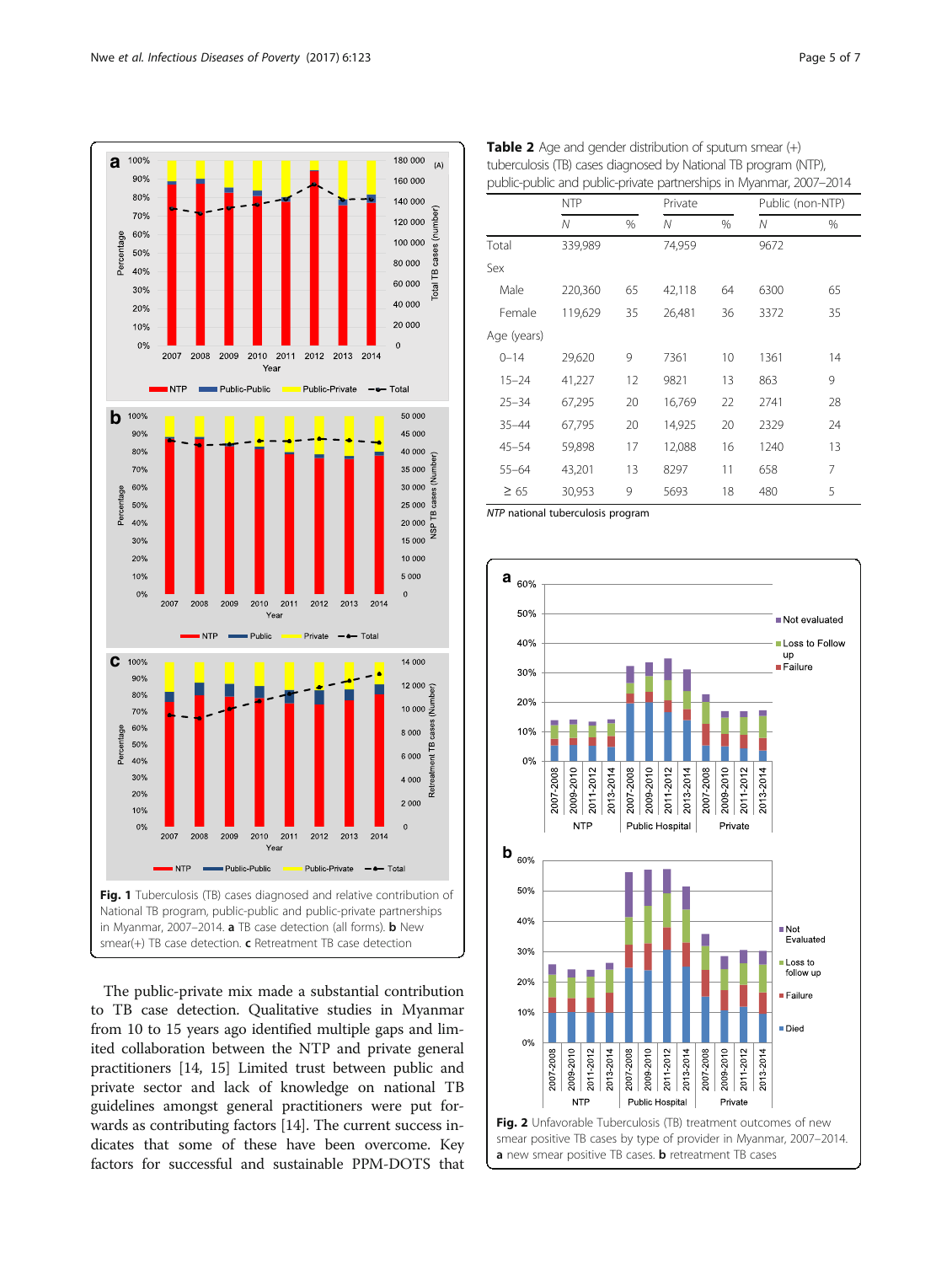Fig. 1 Tuberculosis (TB) cases diagnosed and relative contribution of National TB program, public-public and public-private partnerships in Myanmar, 2007–2014. **a** TB case detection (all forms). **b** New smear(+) TB case detection. **c** Retreatment TB case detection

**Table 2** Age and gender distribution of sputum smear (+) tuberculosis (TB) cases diagnosed by National TB program (NTP), public-public and public-private partnerships in Myanmar, 2007–2014

| | NTP | | Private | | Public (non-NTP) | |
|---|---|---|---|---|---|---|
| | *N* | % | *N* | % | *N* | % |
| Total | 339,989 | | 74,959 | | 9672 | |
| Sex | | | | | | |
| Male | 220,360 | 65 | 42,118 | 64 | 6300 | 65 |
| Female | 119,629 | 35 | 26,481 | 36 | 3372 | 35 |
| Age (years) | | | | | | |
| 0–14 | 29,620 | 9 | 7361 | 10 | 1361 | 14 |
| 15–24 | 41,227 | 12 | 9821 | 13 | 863 | 9 |
| 25–34 | 67,295 | 20 | 16,769 | 22 | 2741 | 28 |
| 35–44 | 67,795 | 20 | 14,925 | 20 | 2329 | 24 |
| 45–54 | 59,898 | 17 | 12,088 | 16 | 1240 | 13 |
| 55–64 | 43,201 | 13 | 8297 | 11 | 658 | 7 |
| ≥ 65 | 30,953 | 9 | 5693 | 18 | 480 | 5 |

*NTP* national tuberculosis program

Fig. 2 Unfavorable Tuberculosis (TB) treatment outcomes of new smear positive TB cases by type of provider in Myanmar, 2007–2014. **a** new smear positive TB cases. **b** retreatment TB cases

The public-private mix made a substantial contribution to TB case detection. Qualitative studies in Myanmar from 10 to 15 years ago identified multiple gaps and limited collaboration between the NTP and private general practitioners [14, 15] Limited trust between public and private sector and lack of knowledge on national TB guidelines amongst general practitioners were put forwards as contributing factors [14]. The current success indicates that some of these have been overcome. Key factors for successful and sustainable PPM-DOTS that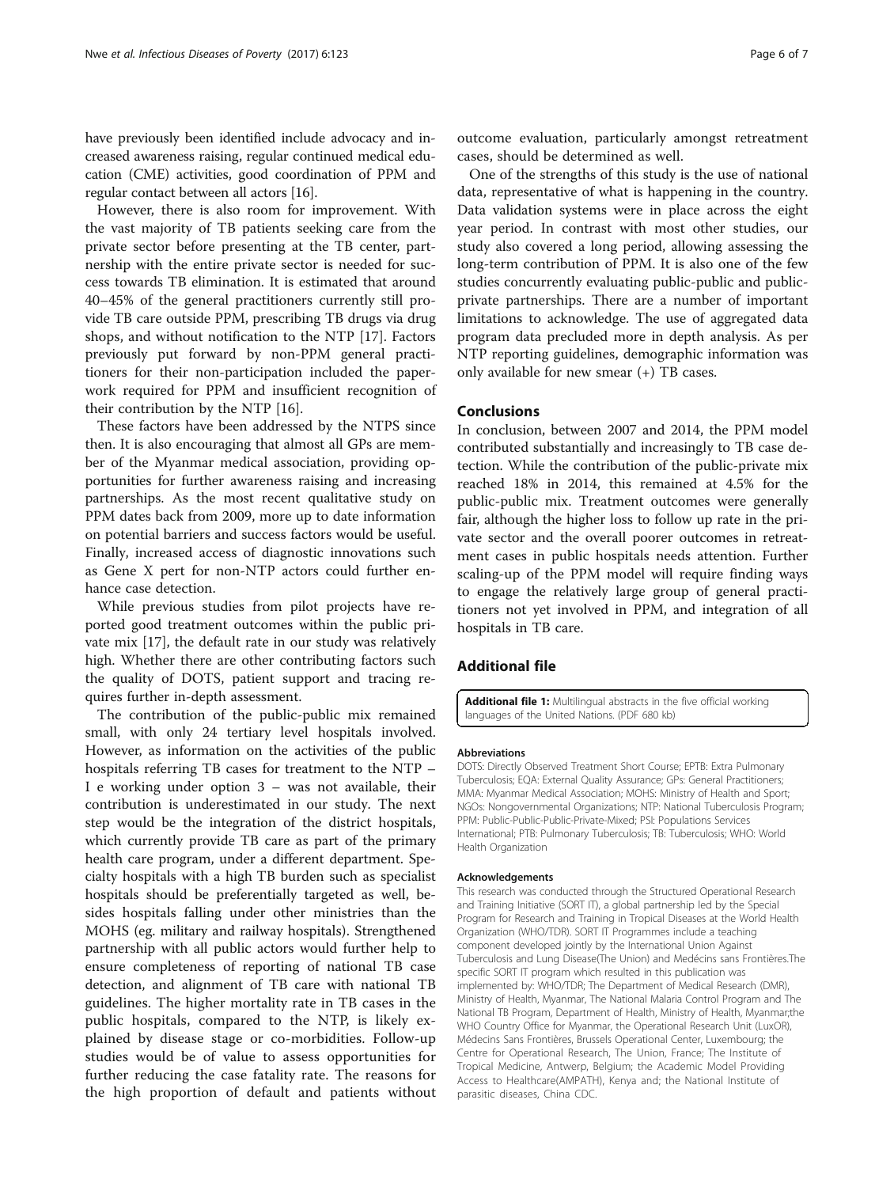have previously been identified include advocacy and increased awareness raising, regular continued medical education (CME) activities, good coordination of PPM and regular contact between all actors [16].

However, there is also room for improvement. With the vast majority of TB patients seeking care from the private sector before presenting at the TB center, partnership with the entire private sector is needed for success towards TB elimination. It is estimated that around 40–45% of the general practitioners currently still provide TB care outside PPM, prescribing TB drugs via drug shops, and without notification to the NTP [17]. Factors previously put forward by non-PPM general practitioners for their non-participation included the paperwork required for PPM and insufficient recognition of their contribution by the NTP [16].

These factors have been addressed by the NTPS since then. It is also encouraging that almost all GPs are member of the Myanmar medical association, providing opportunities for further awareness raising and increasing partnerships. As the most recent qualitative study on PPM dates back from 2009, more up to date information on potential barriers and success factors would be useful. Finally, increased access of diagnostic innovations such as Gene X pert for non-NTP actors could further enhance case detection.

While previous studies from pilot projects have reported good treatment outcomes within the public private mix [17], the default rate in our study was relatively high. Whether there are other contributing factors such the quality of DOTS, patient support and tracing requires further in-depth assessment.

The contribution of the public-public mix remained small, with only 24 tertiary level hospitals involved. However, as information on the activities of the public hospitals referring TB cases for treatment to the NTP – I e working under option 3 – was not available, their contribution is underestimated in our study. The next step would be the integration of the district hospitals, which currently provide TB care as part of the primary health care program, under a different department. Specialty hospitals with a high TB burden such as specialist hospitals should be preferentially targeted as well, besides hospitals falling under other ministries than the MOHS (eg. military and railway hospitals). Strengthened partnership with all public actors would further help to ensure completeness of reporting of national TB case detection, and alignment of TB care with national TB guidelines. The higher mortality rate in TB cases in the public hospitals, compared to the NTP, is likely explained by disease stage or co-morbidities. Follow-up studies would be of value to assess opportunities for further reducing the case fatality rate. The reasons for the high proportion of default and patients without outcome evaluation, particularly amongst retreatment cases, should be determined as well.

One of the strengths of this study is the use of national data, representative of what is happening in the country. Data validation systems were in place across the eight year period. In contrast with most other studies, our study also covered a long period, allowing assessing the long-term contribution of PPM. It is also one of the few studies concurrently evaluating public-public and public-private partnerships. There are a number of important limitations to acknowledge. The use of aggregated data program data precluded more in depth analysis. As per NTP reporting guidelines, demographic information was only available for new smear (+) TB cases.

## Conclusions

In conclusion, between 2007 and 2014, the PPM model contributed substantially and increasingly to TB case detection. While the contribution of the public-private mix reached 18% in 2014, this remained at 4.5% for the public-public mix. Treatment outcomes were generally fair, although the higher loss to follow up rate in the private sector and the overall poorer outcomes in retreatment cases in public hospitals needs attention. Further scaling-up of the PPM model will require finding ways to engage the relatively large group of general practitioners not yet involved in PPM, and integration of all hospitals in TB care.

## Additional file

**Additional file 1:** Multilingual abstracts in the five official working languages of the United Nations. (PDF 680 kb)

### Abbreviations

DOTS: Directly Observed Treatment Short Course; EPTB: Extra Pulmonary Tuberculosis; EQA: External Quality Assurance; GPs: General Practitioners; MMA: Myanmar Medical Association; MOHS: Ministry of Health and Sport; NGOs: Nongovernmental Organizations; NTP: National Tuberculosis Program; PPM: Public-Public-Public-Private-Mixed; PSI: Populations Services International; PTB: Pulmonary Tuberculosis; TB: Tuberculosis; WHO: World Health Organization

### Acknowledgements

This research was conducted through the Structured Operational Research and Training Initiative (SORT IT), a global partnership led by the Special Program for Research and Training in Tropical Diseases at the World Health Organization (WHO/TDR). SORT IT Programmes include a teaching component developed jointly by the International Union Against Tuberculosis and Lung Disease(The Union) and Medécins sans Frontières.The specific SORT IT program which resulted in this publication was implemented by: WHO/TDR; The Department of Medical Research (DMR), Ministry of Health, Myanmar, The National Malaria Control Program and The National TB Program, Department of Health, Ministry of Health, Myanmar;the WHO Country Office for Myanmar, the Operational Research Unit (LuxOR), Médecins Sans Frontières, Brussels Operational Center, Luxembourg; the Centre for Operational Research, The Union, France; The Institute of Tropical Medicine, Antwerp, Belgium; the Academic Model Providing Access to Healthcare(AMPATH), Kenya and; the National Institute of parasitic diseases, China CDC.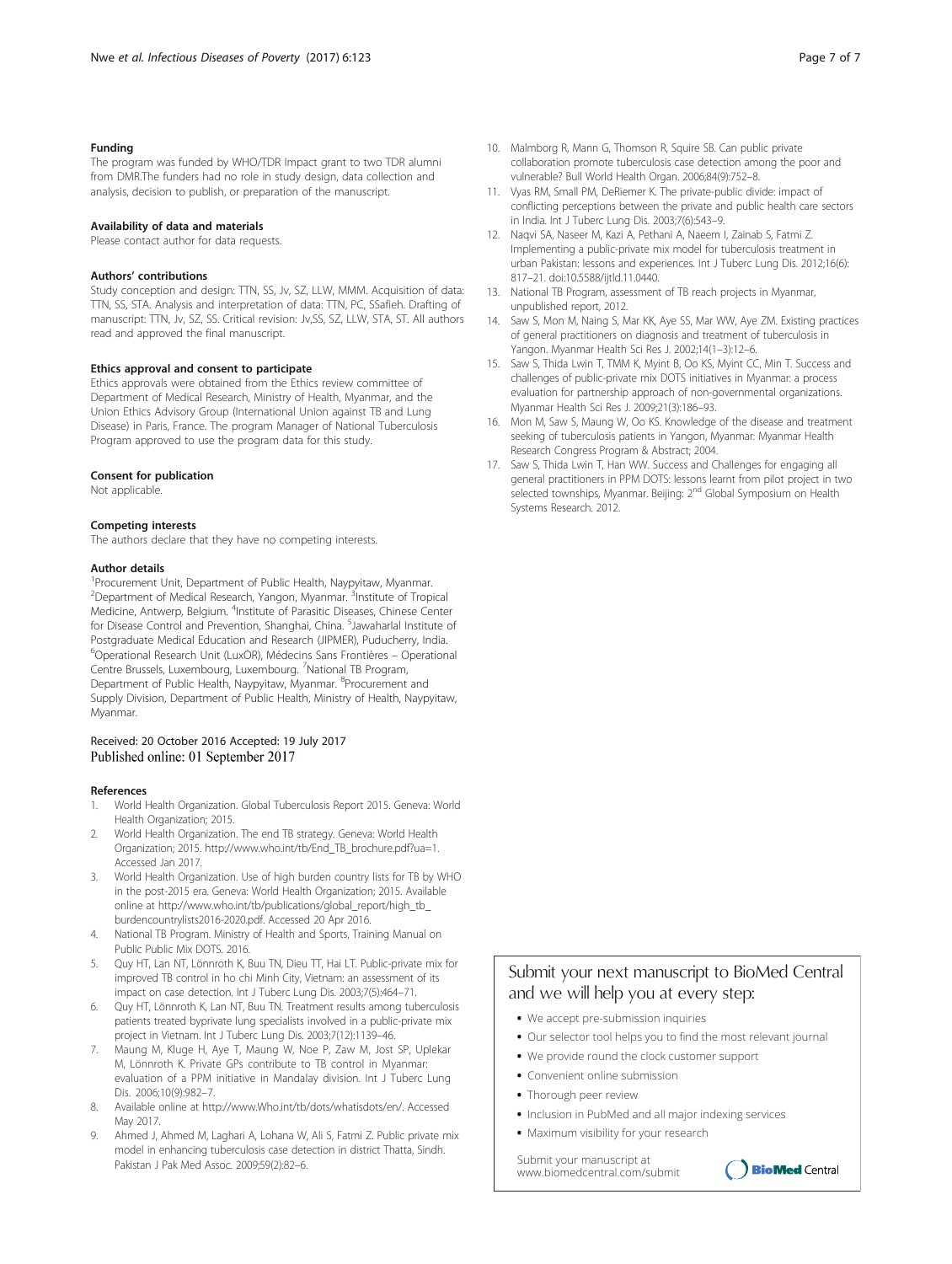### Funding

The program was funded by WHO/TDR Impact grant to two TDR alumni from DMR.The funders had no role in study design, data collection and analysis, decision to publish, or preparation of the manuscript.

### Availability of data and materials

Please contact author for data requests.

### Authors' contributions

Study conception and design: TTN, SS, Jv, SZ, LLW, MMM. Acquisition of data: TTN, SS, STA. Analysis and interpretation of data: TTN, PC, SSafieh. Drafting of manuscript: TTN, Jv, SZ, SS. Critical revision: Jv,SS, SZ, LLW, STA, ST. All authors read and approved the final manuscript.

### Ethics approval and consent to participate

Ethics approvals were obtained from the Ethics review committee of Department of Medical Research, Ministry of Health, Myanmar, and the Union Ethics Advisory Group (International Union against TB and Lung Disease) in Paris, France. The program Manager of National Tuberculosis Program approved to use the program data for this study.

### Consent for publication

Not applicable.

### Competing interests

The authors declare that they have no competing interests.

### Author details

[1]Procurement Unit, Department of Public Health, Naypyitaw, Myanmar. [2]Department of Medical Research, Yangon, Myanmar. [3]Institute of Tropical Medicine, Antwerp, Belgium. [4]Institute of Parasitic Diseases, Chinese Center for Disease Control and Prevention, Shanghai, China. [5]Jawaharlal Institute of Postgraduate Medical Education and Research (JIPMER), Puducherry, India. [6]Operational Research Unit (LuxOR), Médecins Sans Frontières – Operational Centre Brussels, Luxembourg, Luxembourg. [7]National TB Program, Department of Public Health, Naypyitaw, Myanmar. [8]Procurement and Supply Division, Department of Public Health, Ministry of Health, Naypyitaw, Myanmar.

Received: 20 October 2016 Accepted: 19 July 2017
Published online: 01 September 2017

### References

1. World Health Organization. Global Tuberculosis Report 2015. Geneva: World Health Organization; 2015.
2. World Health Organization. The end TB strategy. Geneva: World Health Organization; 2015. http://www.who.int/tb/End_TB_brochure.pdf?ua=1. Accessed Jan 2017.
3. World Health Organization. Use of high burden country lists for TB by WHO in the post-2015 era. Geneva: World Health Organization; 2015. Available online at http://www.who.int/tb/publications/global_report/high_tb_burdencountrylists2016-2020.pdf. Accessed 20 Apr 2016.
4. National TB Program. Ministry of Health and Sports, Training Manual on Public Public Mix DOTS. 2016.
5. Quy HT, Lan NT, Lönnroth K, Buu TN, Dieu TT, Hai LT. Public-private mix for improved TB control in ho chi Minh City, Vietnam: an assessment of its impact on case detection. Int J Tuberc Lung Dis. 2003;7(5):464–71.
6. Quy HT, Lönnroth K, Lan NT, Buu TN. Treatment results among tuberculosis patients treated byprivate lung specialists involved in a public-private mix project in Vietnam. Int J Tuberc Lung Dis. 2003;7(12):1139–46.
7. Maung M, Kluge H, Aye T, Maung W, Noe P, Zaw M, Jost SP, Uplekar M, Lönnroth K. Private GPs contribute to TB control in Myanmar: evaluation of a PPM initiative in Mandalay division. Int J Tuberc Lung Dis. 2006;10(9):982–7.
8. Available online at http://www.Who.int/tb/dots/whatisdots/en/. Accessed May 2017.
9. Ahmed J, Ahmed M, Laghari A, Lohana W, Ali S, Fatmi Z. Public private mix model in enhancing tuberculosis case detection in district Thatta, Sindh. Pakistan J Pak Med Assoc. 2009;59(2):82–6.
10. Malmborg R, Mann G, Thomson R, Squire SB. Can public private collaboration promote tuberculosis case detection among the poor and vulnerable? Bull World Health Organ. 2006;84(9):752–8.
11. Vyas RM, Small PM, DeRiemer K. The private-public divide: impact of conflicting perceptions between the private and public health care sectors in India. Int J Tuberc Lung Dis. 2003;7(6):543–9.
12. Naqvi SA, Naseer M, Kazi A, Pethani A, Naeem I, Zainab S, Fatmi Z. Implementing a public-private mix model for tuberculosis treatment in urban Pakistan: lessons and experiences. Int J Tuberc Lung Dis. 2012;16(6): 817–21. doi:10.5588/ijtld.11.0440.
13. National TB Program, assessment of TB reach projects in Myanmar, unpublished report, 2012.
14. Saw S, Mon M, Naing S, Mar KK, Aye SS, Mar WW, Aye ZM. Existing practices of general practitioners on diagnosis and treatment of tuberculosis in Yangon. Myanmar Health Sci Res J. 2002;14(1–3):12–6.
15. Saw S, Thida Lwin T, TMM K, Myint B, Oo KS, Myint CC, Min T. Success and challenges of public-private mix DOTS initiatives in Myanmar: a process evaluation for partnership approach of non-governmental organizations. Myanmar Health Sci Res J. 2009;21(3):186–93.
16. Mon M, Saw S, Maung W, Oo KS. Knowledge of the disease and treatment seeking of tuberculosis patients in Yangon, Myanmar: Myanmar Health Research Congress Program & Abstract; 2004.
17. Saw S, Thida Lwin T, Han WW. Success and Challenges for engaging all general practitioners in PPM DOTS: lessons learnt from pilot project in two selected townships, Myanmar. Beijing: 2nd Global Symposium on Health Systems Research. 2012.

Submit your next manuscript to BioMed Central and we will help you at every step:

- We accept pre-submission inquiries
- Our selector tool helps you to find the most relevant journal
- We provide round the clock customer support
- Convenient online submission
- Thorough peer review
- Inclusion in PubMed and all major indexing services
- Maximum visibility for your research

Submit your manuscript at www.biomedcentral.com/submit

BioMed Central